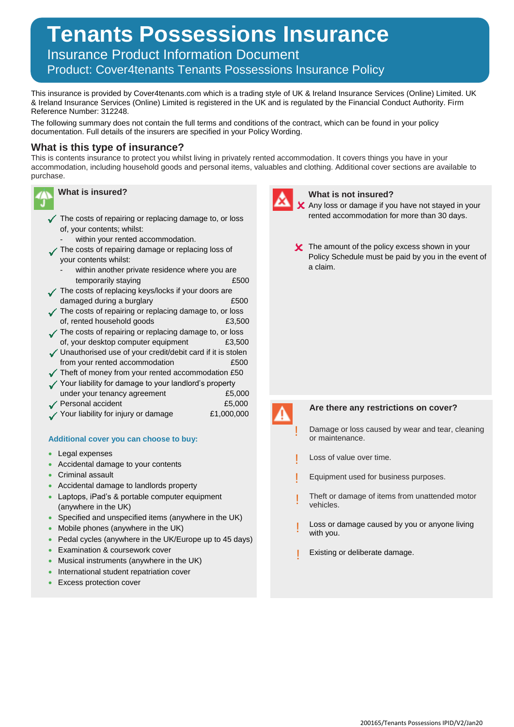# Tenants Possessions Insurance

## Insurance Product Information Document

### Product: Cover4tenants Tenants Possessions Insurance Policy

This insurance is provided by Cover4tenants.com which is a trading style of UK & Ireland Insurance Services (Online) Limited. UK & Ireland Insurance Services (Online) Limited is registered in the UK and is regulated by the Financial Conduct Authority. Firm Reference Number: 312248.

The following summary does not contain the full terms and conditions of the contract, which can be found in your policy documentation. Full details of the insurers are specified in your Policy Wording.

## What is this type of insurance?

This is contents insurance to protect you whilst living in privately rented accommodation. It covers things you have in your accommodation, including household goods and personal items, valuables and clothing. Additional cover sections are available to purchase.

### What is insured?

- ✓ The costs of repairing or replacing damage to, or loss of, your contents; whilst:
  - within your rented accommodation.
- ✓ The costs of repairing damage or replacing loss of your contents whilst:
  - within another private residence where you are temporarily staying £500
- ✓ The costs of replacing keys/locks if your doors are damaged during a burglary £500
- ✓ The costs of repairing or replacing damage to, or loss of, rented household goods £3,500
- ✓ The costs of repairing or replacing damage to, or loss of, your desktop computer equipment £3,500
- ✓ Unauthorised use of your credit/debit card if it is stolen from your rented accommodation £500
- ✓ Theft of money from your rented accommodation £50
- ✓ Your liability for damage to your landlord's property under your tenancy agreement £5,000
- ✓ Personal accident £5,000
- ✓ Your liability for injury or damage £1,000,000

**Additional cover you can choose to buy:**

- Legal expenses
- Accidental damage to your contents
- Criminal assault
- Accidental damage to landlords property
- Laptops, iPad's & portable computer equipment (anywhere in the UK)
- Specified and unspecified items (anywhere in the UK)
- Mobile phones (anywhere in the UK)
- Pedal cycles (anywhere in the UK/Europe up to 45 days)
- Examination & coursework cover
- Musical instruments (anywhere in the UK)
- International student repatriation cover
- Excess protection cover

### What is not insured?

- ✗ Any loss or damage if you have not stayed in your rented accommodation for more than 30 days.
- ✗ The amount of the policy excess shown in your Policy Schedule must be paid by you in the event of a claim.

### Are there any restrictions on cover?

- ! Damage or loss caused by wear and tear, cleaning or maintenance.
- ! Loss of value over time.
- ! Equipment used for business purposes.
- ! Theft or damage of items from unattended motor vehicles.
- ! Loss or damage caused by you or anyone living with you.
- ! Existing or deliberate damage.

200165/Tenants Possessions IPID/V2/Jan20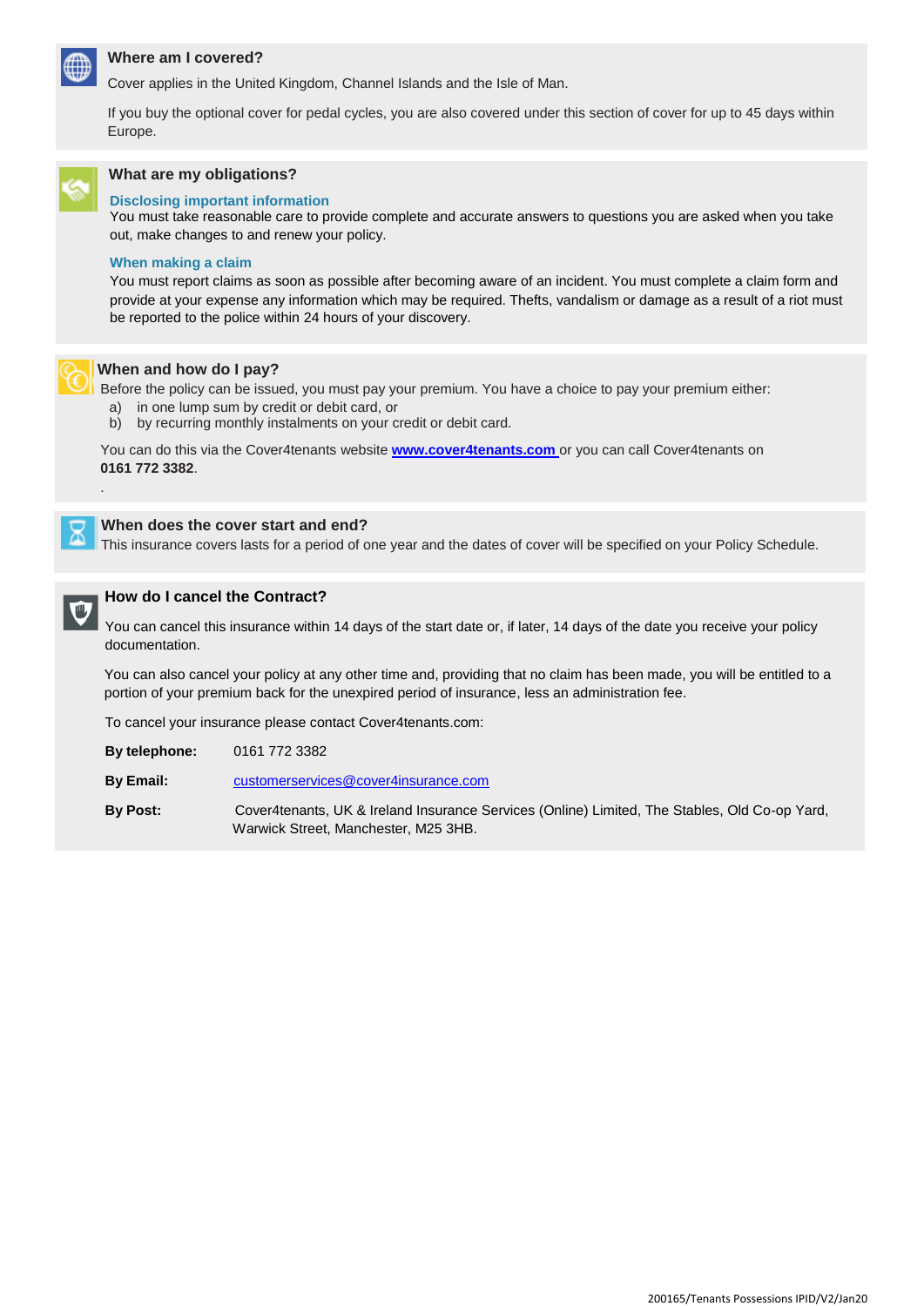## Where am I covered?

Cover applies in the United Kingdom, Channel Islands and the Isle of Man.

If you buy the optional cover for pedal cycles, you are also covered under this section of cover for up to 45 days within Europe.

## What are my obligations?

### Disclosing important information

You must take reasonable care to provide complete and accurate answers to questions you are asked when you take out, make changes to and renew your policy.

### When making a claim

You must report claims as soon as possible after becoming aware of an incident. You must complete a claim form and provide at your expense any information which may be required. Thefts, vandalism or damage as a result of a riot must be reported to the police within 24 hours of your discovery.

## When and how do I pay?

Before the policy can be issued, you must pay your premium. You have a choice to pay your premium either:

a) in one lump sum by credit or debit card, or
b) by recurring monthly instalments on your credit or debit card.

You can do this via the Cover4tenants website **[www.cover4tenants.com](http://www.cover4tenants.com)** or you can call Cover4tenants on **0161 772 3382**.

## When does the cover start and end?

This insurance covers lasts for a period of one year and the dates of cover will be specified on your Policy Schedule.

## How do I cancel the Contract?

You can cancel this insurance within 14 days of the start date or, if later, 14 days of the date you receive your policy documentation.

You can also cancel your policy at any other time and, providing that no claim has been made, you will be entitled to a portion of your premium back for the unexpired period of insurance, less an administration fee.

To cancel your insurance please contact Cover4tenants.com:

**By telephone:** 0161 772 3382

**By Email:** customerservices@cover4insurance.com

**By Post:** Cover4tenants, UK & Ireland Insurance Services (Online) Limited, The Stables, Old Co-op Yard, Warwick Street, Manchester, M25 3HB.

200165/Tenants Possessions IPID/V2/Jan20